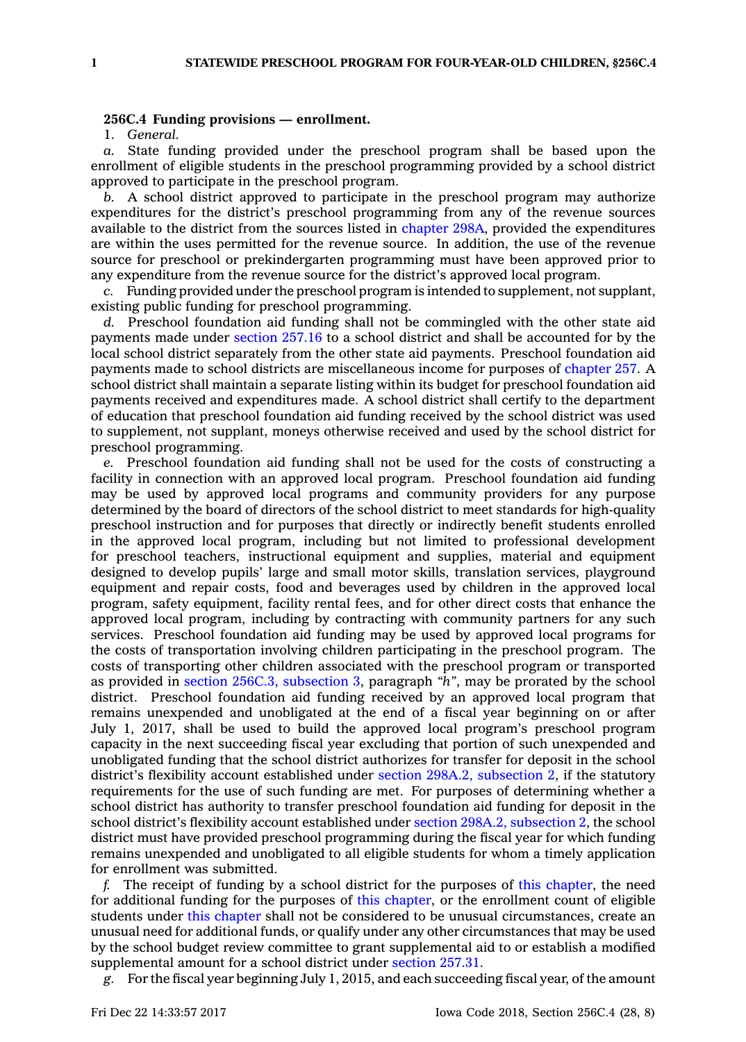**256C.4 Funding provisions — enrollment.**

1. *General.*

*a.* State funding provided under the preschool program shall be based upon the enrollment of eligible students in the preschool programming provided by a school district approved to participate in the preschool program.

*b.* A school district approved to participate in the preschool program may authorize expenditures for the district's preschool programming from any of the revenue sources available to the district from the sources listed in chapter 298A, provided the expenditures are within the uses permitted for the revenue source. In addition, the use of the revenue source for preschool or prekindergarten programming must have been approved prior to any expenditure from the revenue source for the district's approved local program.

*c.* Funding provided under the preschool program is intended to supplement, not supplant, existing public funding for preschool programming.

*d.* Preschool foundation aid funding shall not be commingled with the other state aid payments made under section 257.16 to a school district and shall be accounted for by the local school district separately from the other state aid payments. Preschool foundation aid payments made to school districts are miscellaneous income for purposes of chapter 257. A school district shall maintain a separate listing within its budget for preschool foundation aid payments received and expenditures made. A school district shall certify to the department of education that preschool foundation aid funding received by the school district was used to supplement, not supplant, moneys otherwise received and used by the school district for preschool programming.

*e.* Preschool foundation aid funding shall not be used for the costs of constructing a facility in connection with an approved local program. Preschool foundation aid funding may be used by approved local programs and community providers for any purpose determined by the board of directors of the school district to meet standards for high-quality preschool instruction and for purposes that directly or indirectly benefit students enrolled in the approved local program, including but not limited to professional development for preschool teachers, instructional equipment and supplies, material and equipment designed to develop pupils' large and small motor skills, translation services, playground equipment and repair costs, food and beverages used by children in the approved local program, safety equipment, facility rental fees, and for other direct costs that enhance the approved local program, including by contracting with community partners for any such services. Preschool foundation aid funding may be used by approved local programs for the costs of transportation involving children participating in the preschool program. The costs of transporting other children associated with the preschool program or transported as provided in section 256C.3, subsection 3, paragraph *"h"*, may be prorated by the school district. Preschool foundation aid funding received by an approved local program that remains unexpended and unobligated at the end of a fiscal year beginning on or after July 1, 2017, shall be used to build the approved local program's preschool program capacity in the next succeeding fiscal year excluding that portion of such unexpended and unobligated funding that the school district authorizes for transfer for deposit in the school district's flexibility account established under section 298A.2, subsection 2, if the statutory requirements for the use of such funding are met. For purposes of determining whether a school district has authority to transfer preschool foundation aid funding for deposit in the school district's flexibility account established under section 298A.2, subsection 2, the school district must have provided preschool programming during the fiscal year for which funding remains unexpended and unobligated to all eligible students for whom a timely application for enrollment was submitted.

*f.* The receipt of funding by a school district for the purposes of this chapter, the need for additional funding for the purposes of this chapter, or the enrollment count of eligible students under this chapter shall not be considered to be unusual circumstances, create an unusual need for additional funds, or qualify under any other circumstances that may be used by the school budget review committee to grant supplemental aid to or establish a modified supplemental amount for a school district under section 257.31.

*g.* For the fiscal year beginning July 1, 2015, and each succeeding fiscal year, of the amount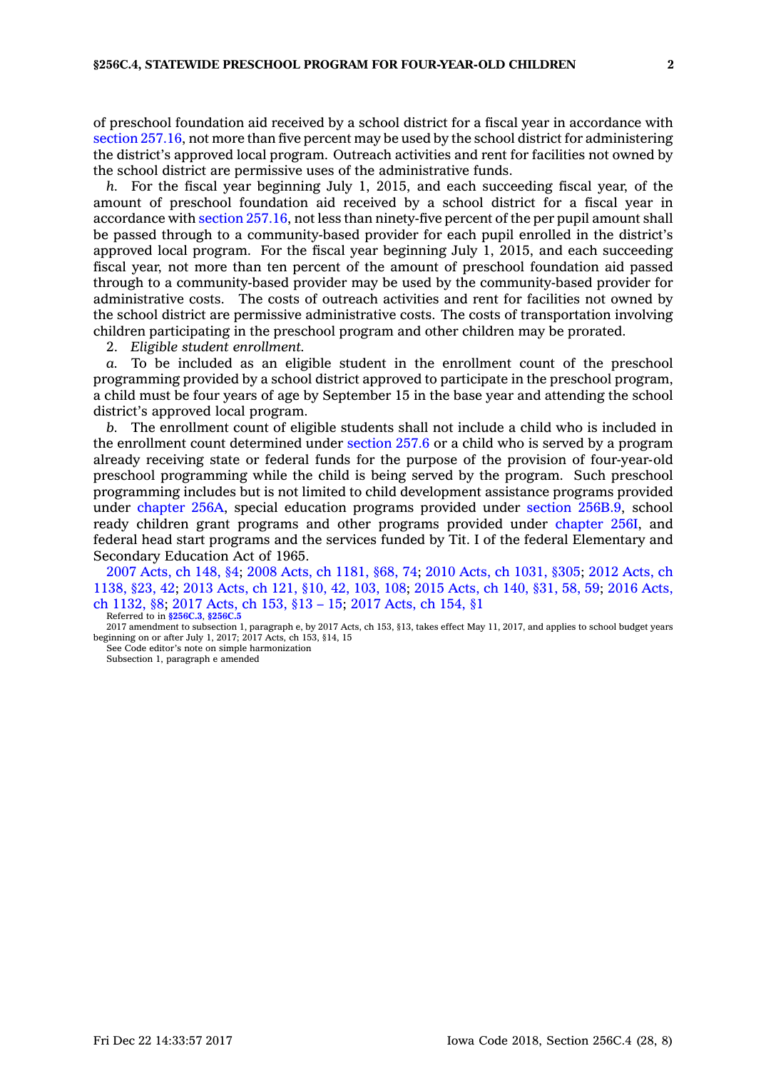of preschool foundation aid received by a school district for a fiscal year in accordance with section 257.16, not more than five percent may be used by the school district for administering the district's approved local program. Outreach activities and rent for facilities not owned by the school district are permissive uses of the administrative funds.

*h.* For the fiscal year beginning July 1, 2015, and each succeeding fiscal year, of the amount of preschool foundation aid received by a school district for a fiscal year in accordance with section 257.16, not less than ninety-five percent of the per pupil amount shall be passed through to a community-based provider for each pupil enrolled in the district's approved local program. For the fiscal year beginning July 1, 2015, and each succeeding fiscal year, not more than ten percent of the amount of preschool foundation aid passed through to a community-based provider may be used by the community-based provider for administrative costs. The costs of outreach activities and rent for facilities not owned by the school district are permissive administrative costs. The costs of transportation involving children participating in the preschool program and other children may be prorated.

2. *Eligible student enrollment.*

*a.* To be included as an eligible student in the enrollment count of the preschool programming provided by a school district approved to participate in the preschool program, a child must be four years of age by September 15 in the base year and attending the school district's approved local program.

*b.* The enrollment count of eligible students shall not include a child who is included in the enrollment count determined under section 257.6 or a child who is served by a program already receiving state or federal funds for the purpose of the provision of four-year-old preschool programming while the child is being served by the program. Such preschool programming includes but is not limited to child development assistance programs provided under chapter 256A, special education programs provided under section 256B.9, school ready children grant programs and other programs provided under chapter 256I, and federal head start programs and the services funded by Tit. I of the federal Elementary and Secondary Education Act of 1965.

2007 Acts, ch 148, §4; 2008 Acts, ch 1181, §68, 74; 2010 Acts, ch 1031, §305; 2012 Acts, ch 1138, §23, 42; 2013 Acts, ch 121, §10, 42, 103, 108; 2015 Acts, ch 140, §31, 58, 59; 2016 Acts, ch 1132, §8; 2017 Acts, ch 153, §13 – 15; 2017 Acts, ch 154, §1

Referred to in **§256C.3, §256C.5**

2017 amendment to subsection 1, paragraph e, by 2017 Acts, ch 153, §13, takes effect May 11, 2017, and applies to school budget years beginning on or after July 1, 2017; 2017 Acts, ch 153, §14, 15

See Code editor's note on simple harmonization

Subsection 1, paragraph e amended